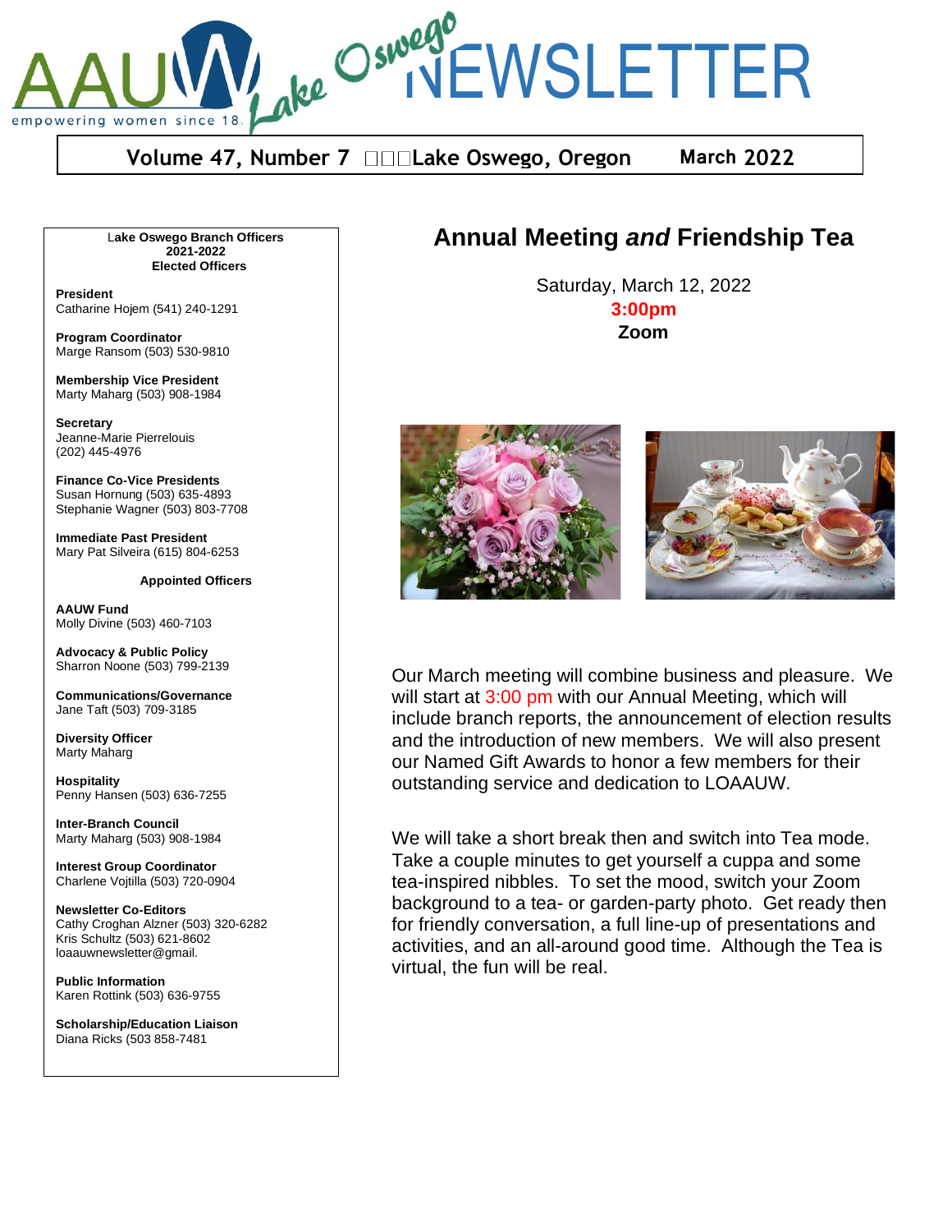# AAUW Lake Oswego NEWSLETTER

empowering women since 1881

**Volume 47, Number 7 Lake Oswego, Oregon March 2022**

**Lake Oswego Branch Officers 2021-2022**
**Elected Officers**

**President**
Catharine Hojem (541) 240-1291

**Program Coordinator**
Marge Ransom (503) 530-9810

**Membership Vice President**
Marty Maharg (503) 908-1984

**Secretary**
Jeanne-Marie Pierrelouis
(202) 445-4976

**Finance Co-Vice Presidents**
Susan Hornung (503) 635-4893
Stephanie Wagner (503) 803-7708

**Immediate Past President**
Mary Pat Silveira (615) 804-6253

**Appointed Officers**

**AAUW Fund**
Molly Divine (503) 460-7103

**Advocacy & Public Policy**
Sharron Noone (503) 799-2139

**Communications/Governance**
Jane Taft (503) 709-3185

**Diversity Officer**
Marty Maharg

**Hospitality**
Penny Hansen (503) 636-7255

**Inter-Branch Council**
Marty Maharg (503) 908-1984

**Interest Group Coordinator**
Charlene Vojtilla (503) 720-0904

**Newsletter Co-Editors**
Cathy Croghan Alzner (503) 320-6282
Kris Schultz (503) 621-8602
loaauwnewsletter@gmail.

**Public Information**
Karen Rottink (503) 636-9755

**Scholarship/Education Liaison**
Diana Ricks (503 858-7481

## Annual Meeting *and* Friendship Tea

Saturday, March 12, 2022
**3:00pm**
**Zoom**

Our March meeting will combine business and pleasure. We will start at 3:00 pm with our Annual Meeting, which will include branch reports, the announcement of election results and the introduction of new members. We will also present our Named Gift Awards to honor a few members for their outstanding service and dedication to LOAAUW.

We will take a short break then and switch into Tea mode. Take a couple minutes to get yourself a cuppa and some tea-inspired nibbles. To set the mood, switch your Zoom background to a tea- or garden-party photo. Get ready then for friendly conversation, a full line-up of presentations and activities, and an all-around good time. Although the Tea is virtual, the fun will be real.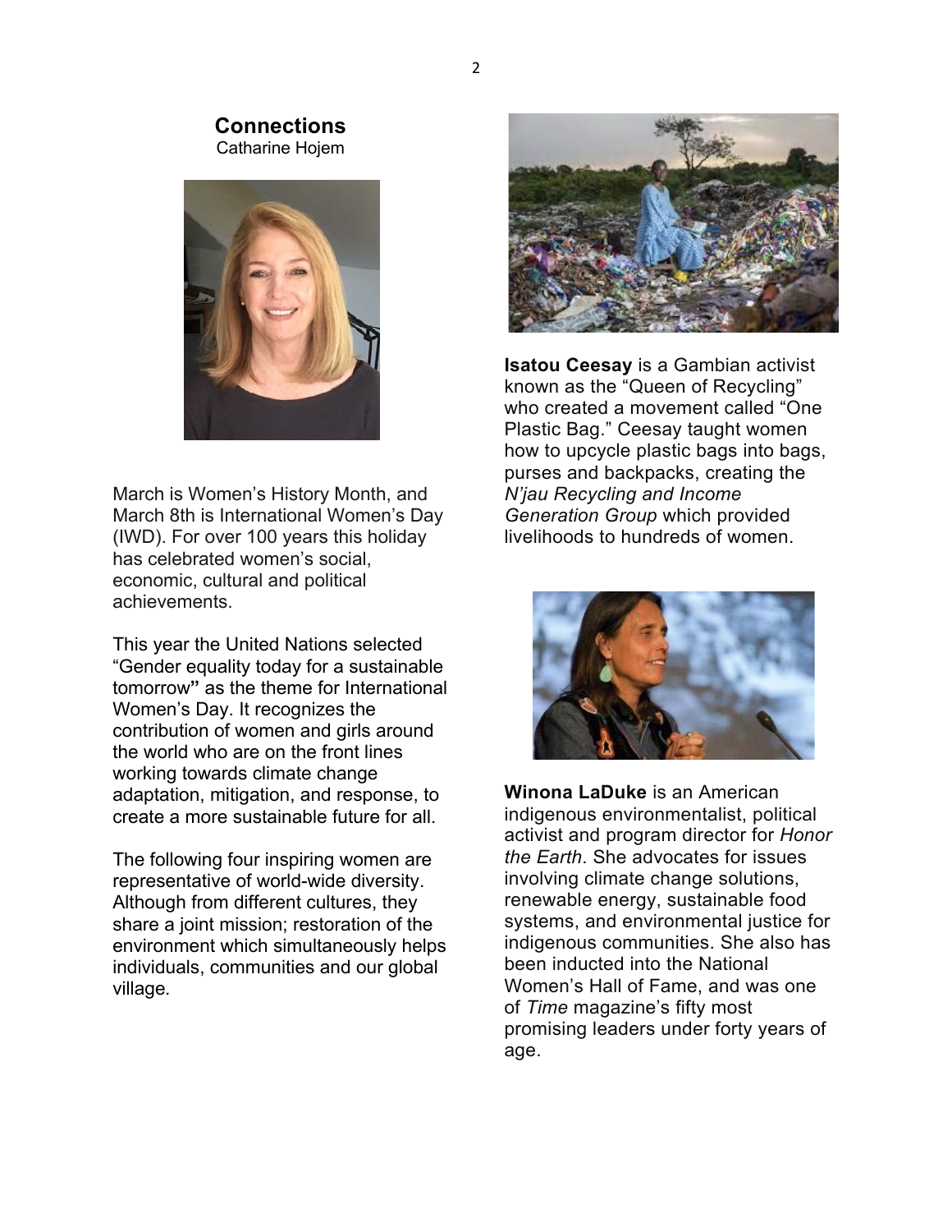## Connections

Catharine Hojem

March is Women's History Month, and March 8th is International Women's Day (IWD). For over 100 years this holiday has celebrated women's social, economic, cultural and political achievements.

This year the United Nations selected "Gender equality today for a sustainable tomorrow**"** as the theme for International Women's Day. It recognizes the contribution of women and girls around the world who are on the front lines working towards climate change adaptation, mitigation, and response, to create a more sustainable future for all.

The following four inspiring women are representative of world-wide diversity. Although from different cultures, they share a joint mission; restoration of the environment which simultaneously helps individuals, communities and our global village.

**Isatou Ceesay** is a Gambian activist known as the "Queen of Recycling" who created a movement called "One Plastic Bag." Ceesay taught women how to upcycle plastic bags into bags, purses and backpacks, creating the *N'jau Recycling and Income Generation Group* which provided livelihoods to hundreds of women.

**Winona LaDuke** is an American indigenous environmentalist, political activist and program director for *Honor the Earth*. She advocates for issues involving climate change solutions, renewable energy, sustainable food systems, and environmental justice for indigenous communities. She also has been inducted into the National Women's Hall of Fame, and was one of *Time* magazine's fifty most promising leaders under forty years of age.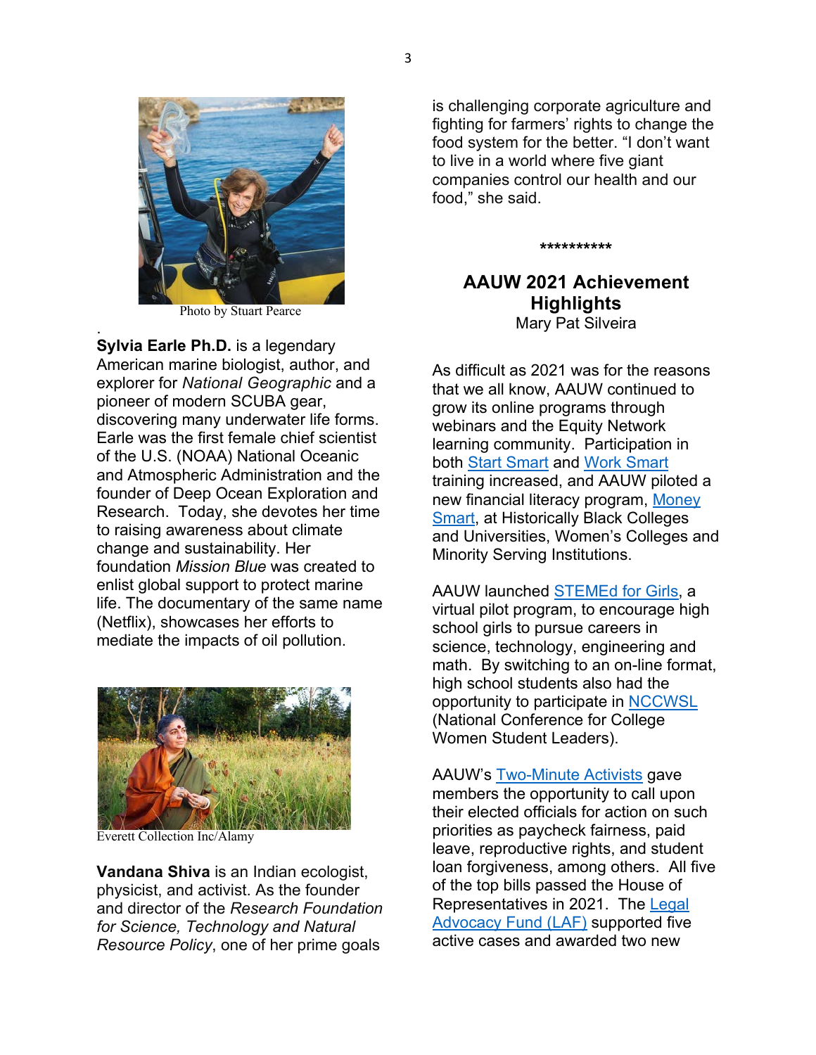Photo by Stuart Pearce

**Sylvia Earle Ph.D.** is a legendary American marine biologist, author, and explorer for *National Geographic* and a pioneer of modern SCUBA gear, discovering many underwater life forms. Earle was the first female chief scientist of the U.S. (NOAA) National Oceanic and Atmospheric Administration and the founder of Deep Ocean Exploration and Research. Today, she devotes her time to raising awareness about climate change and sustainability. Her foundation *Mission Blue* was created to enlist global support to protect marine life. The documentary of the same name (Netflix), showcases her efforts to mediate the impacts of oil pollution.

Everett Collection Inc/Alamy

**Vandana Shiva** is an Indian ecologist, physicist, and activist. As the founder and director of the *Research Foundation for Science, Technology and Natural Resource Policy*, one of her prime goals is challenging corporate agriculture and fighting for farmers' rights to change the food system for the better. "I don't want to live in a world where five giant companies control our health and our food," she said.

**********

## AAUW 2021 Achievement Highlights

Mary Pat Silveira

As difficult as 2021 was for the reasons that we all know, AAUW continued to grow its online programs through webinars and the Equity Network learning community. Participation in both Start Smart and Work Smart training increased, and AAUW piloted a new financial literacy program, Money Smart, at Historically Black Colleges and Universities, Women's Colleges and Minority Serving Institutions.

AAUW launched STEMEd for Girls, a virtual pilot program, to encourage high school girls to pursue careers in science, technology, engineering and math. By switching to an on-line format, high school students also had the opportunity to participate in NCCWSL (National Conference for College Women Student Leaders).

AAUW's Two-Minute Activists gave members the opportunity to call upon their elected officials for action on such priorities as paycheck fairness, paid leave, reproductive rights, and student loan forgiveness, among others. All five of the top bills passed the House of Representatives in 2021. The Legal Advocacy Fund (LAF) supported five active cases and awarded two new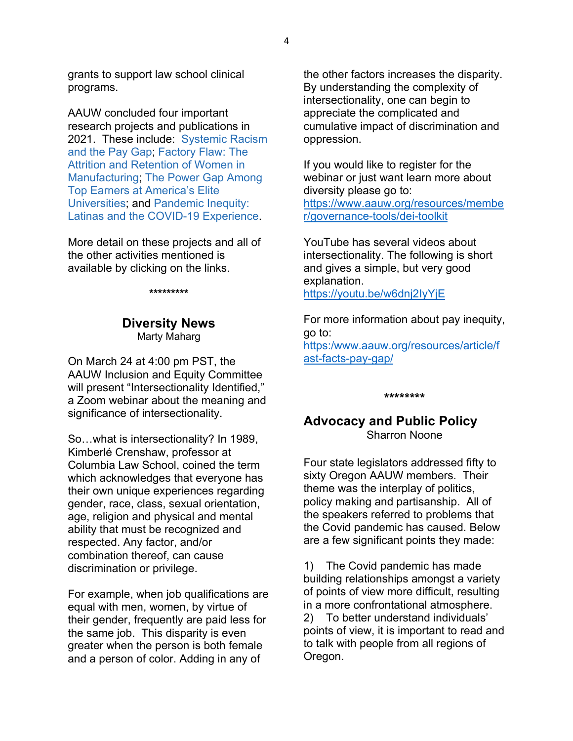grants to support law school clinical programs.

AAUW concluded four important research projects and publications in 2021. These include: Systemic Racism and the Pay Gap; Factory Flaw: The Attrition and Retention of Women in Manufacturing; The Power Gap Among Top Earners at America's Elite Universities; and Pandemic Inequity: Latinas and the COVID-19 Experience.

More detail on these projects and all of the other activities mentioned is available by clicking on the links.

*********

## Diversity News

Marty Maharg

On March 24 at 4:00 pm PST, the AAUW Inclusion and Equity Committee will present "Intersectionality Identified," a Zoom webinar about the meaning and significance of intersectionality.

So…what is intersectionality? In 1989, Kimberlé Crenshaw, professor at Columbia Law School, coined the term which acknowledges that everyone has their own unique experiences regarding gender, race, class, sexual orientation, age, religion and physical and mental ability that must be recognized and respected. Any factor, and/or combination thereof, can cause discrimination or privilege.

For example, when job qualifications are equal with men, women, by virtue of their gender, frequently are paid less for the same job. This disparity is even greater when the person is both female and a person of color. Adding in any of the other factors increases the disparity. By understanding the complexity of intersectionality, one can begin to appreciate the complicated and cumulative impact of discrimination and oppression.

If you would like to register for the webinar or just want learn more about diversity please go to: https://www.aauw.org/resources/member/governance-tools/dei-toolkit

YouTube has several videos about intersectionality. The following is short and gives a simple, but very good explanation.
https://youtu.be/w6dnj2IyYjE

For more information about pay inequity, go to:
https://www.aauw.org/resources/article/fast-facts-pay-gap/

********

## Advocacy and Public Policy

Sharron Noone

Four state legislators addressed fifty to sixty Oregon AAUW members. Their theme was the interplay of politics, policy making and partisanship. All of the speakers referred to problems that the Covid pandemic has caused. Below are a few significant points they made:

1) The Covid pandemic has made building relationships amongst a variety of points of view more difficult, resulting in a more confrontational atmosphere.
2) To better understand individuals' points of view, it is important to read and to talk with people from all regions of Oregon.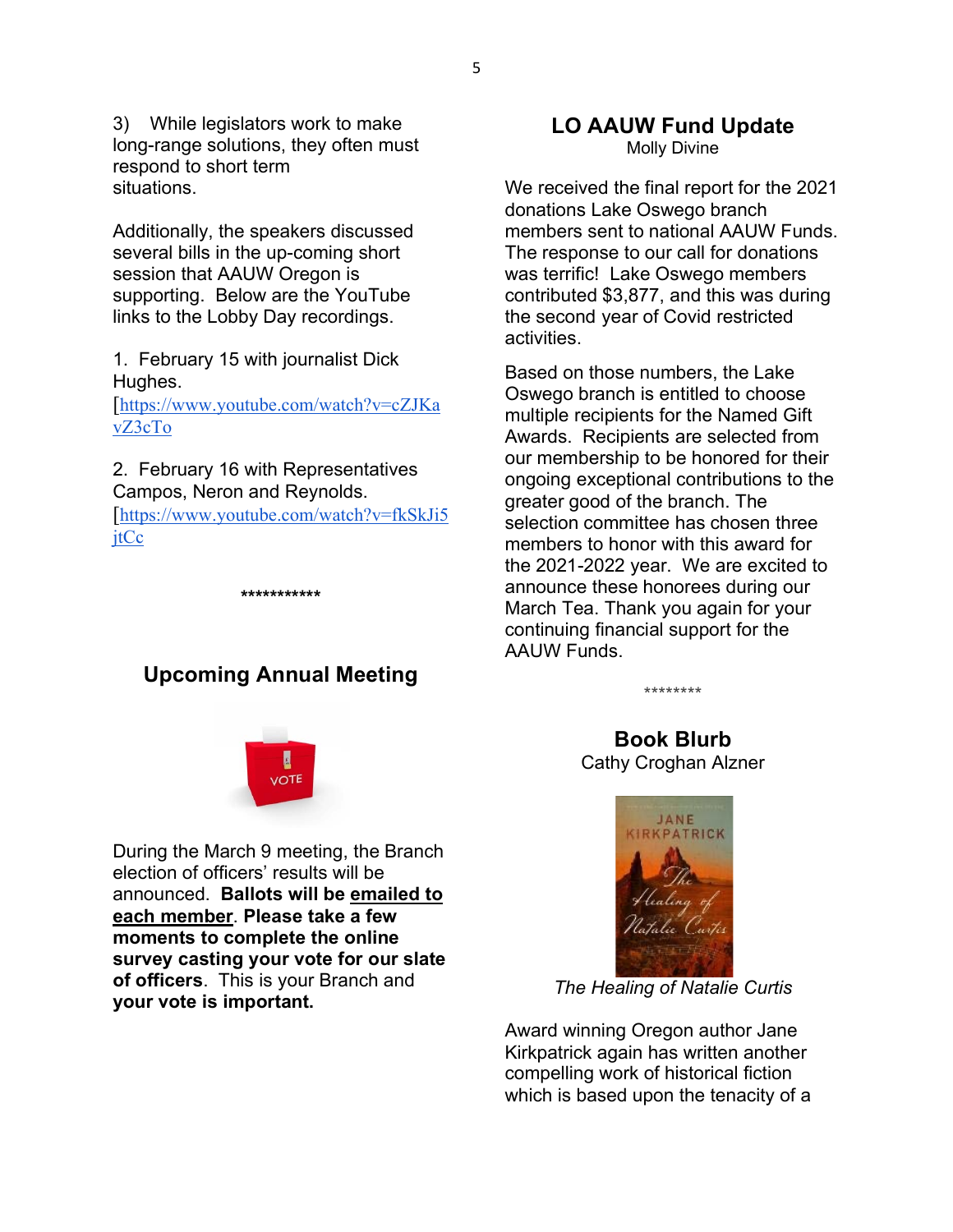3) While legislators work to make long-range solutions, they often must respond to short term situations.

Additionally, the speakers discussed several bills in the up-coming short session that AAUW Oregon is supporting. Below are the YouTube links to the Lobby Day recordings.

1. February 15 with journalist Dick Hughes. [https://www.youtube.com/watch?v=cZJKavZ3cTo

2. February 16 with Representatives Campos, Neron and Reynolds. [https://www.youtube.com/watch?v=fkSkJi5jtCc

***********

## Upcoming Annual Meeting

During the March 9 meeting, the Branch election of officers' results will be announced. **Ballots will be <u>emailed to each member</u>. Please take a few moments to complete the online survey casting your vote for our slate of officers**. This is your Branch and **your vote is important.**

## LO AAUW Fund Update

Molly Divine

We received the final report for the 2021 donations Lake Oswego branch members sent to national AAUW Funds. The response to our call for donations was terrific! Lake Oswego members contributed $3,877, and this was during the second year of Covid restricted activities.

Based on those numbers, the Lake Oswego branch is entitled to choose multiple recipients for the Named Gift Awards. Recipients are selected from our membership to be honored for their ongoing exceptional contributions to the greater good of the branch. The selection committee has chosen three members to honor with this award for the 2021-2022 year. We are excited to announce these honorees during our March Tea. Thank you again for your continuing financial support for the AAUW Funds.

********

## Book Blurb

Cathy Croghan Alzner

*The Healing of Natalie Curtis*

Award winning Oregon author Jane Kirkpatrick again has written another compelling work of historical fiction which is based upon the tenacity of a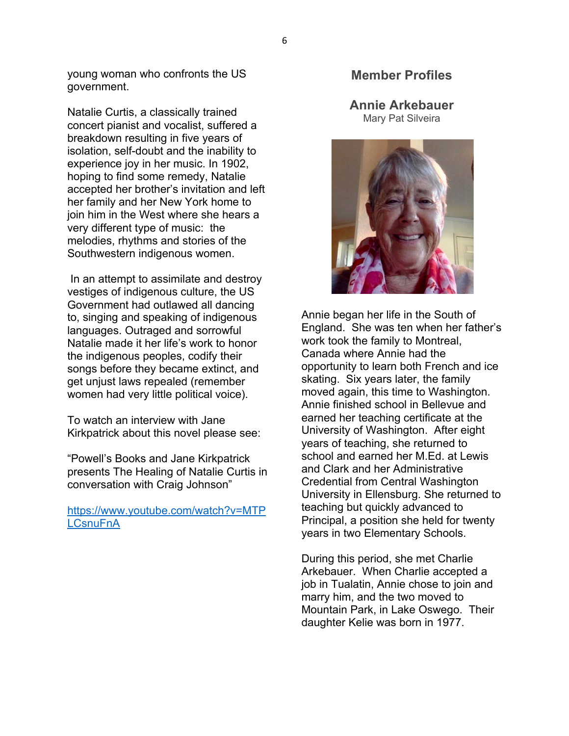young woman who confronts the US government.

Natalie Curtis, a classically trained concert pianist and vocalist, suffered a breakdown resulting in five years of isolation, self-doubt and the inability to experience joy in her music. In 1902, hoping to find some remedy, Natalie accepted her brother's invitation and left her family and her New York home to join him in the West where she hears a very different type of music: the melodies, rhythms and stories of the Southwestern indigenous women.

In an attempt to assimilate and destroy vestiges of indigenous culture, the US Government had outlawed all dancing to, singing and speaking of indigenous languages. Outraged and sorrowful Natalie made it her life's work to honor the indigenous peoples, codify their songs before they became extinct, and get unjust laws repealed (remember women had very little political voice).

To watch an interview with Jane Kirkpatrick about this novel please see:

"Powell's Books and Jane Kirkpatrick presents The Healing of Natalie Curtis in conversation with Craig Johnson"

https://www.youtube.com/watch?v=MTPLCsnuFnA

## Member Profiles

### Annie Arkebauer

Mary Pat Silveira

Annie began her life in the South of England. She was ten when her father's work took the family to Montreal, Canada where Annie had the opportunity to learn both French and ice skating. Six years later, the family moved again, this time to Washington. Annie finished school in Bellevue and earned her teaching certificate at the University of Washington. After eight years of teaching, she returned to school and earned her M.Ed. at Lewis and Clark and her Administrative Credential from Central Washington University in Ellensburg. She returned to teaching but quickly advanced to Principal, a position she held for twenty years in two Elementary Schools.

During this period, she met Charlie Arkebauer. When Charlie accepted a job in Tualatin, Annie chose to join and marry him, and the two moved to Mountain Park, in Lake Oswego. Their daughter Kelie was born in 1977.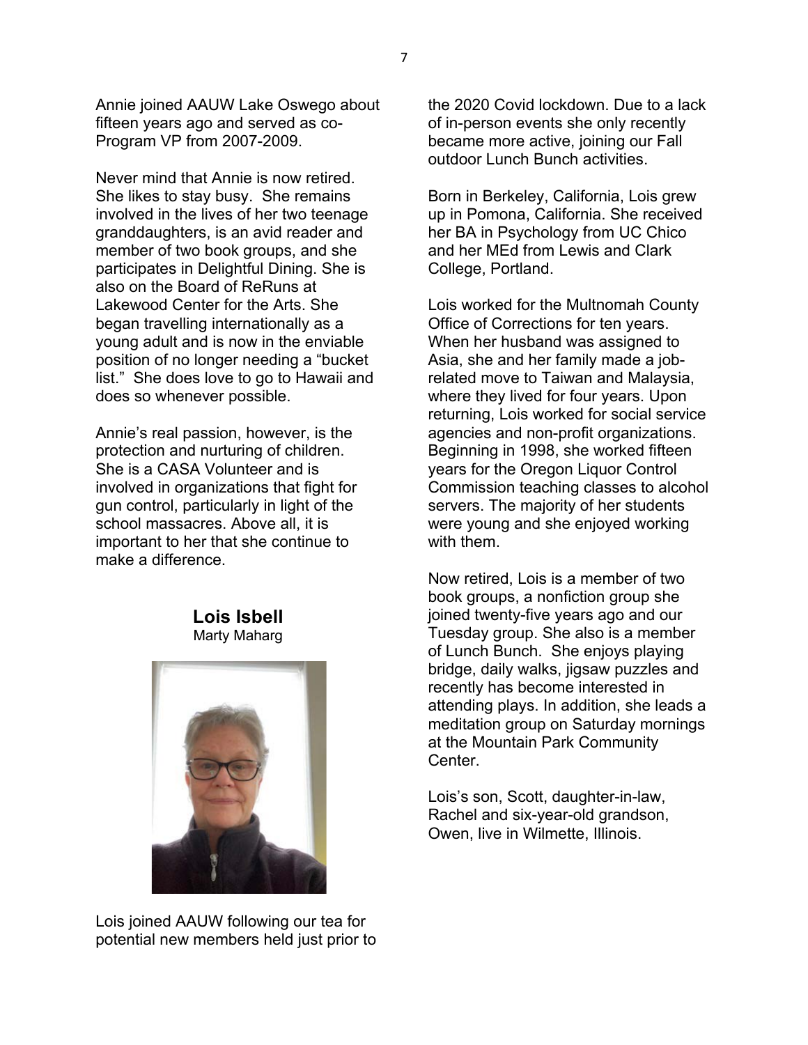Annie joined AAUW Lake Oswego about fifteen years ago and served as co-Program VP from 2007-2009.

Never mind that Annie is now retired. She likes to stay busy. She remains involved in the lives of her two teenage granddaughters, is an avid reader and member of two book groups, and she participates in Delightful Dining. She is also on the Board of ReRuns at Lakewood Center for the Arts. She began travelling internationally as a young adult and is now in the enviable position of no longer needing a "bucket list." She does love to go to Hawaii and does so whenever possible.

Annie's real passion, however, is the protection and nurturing of children. She is a CASA Volunteer and is involved in organizations that fight for gun control, particularly in light of the school massacres. Above all, it is important to her that she continue to make a difference.

## Lois Isbell

Marty Maharg

Lois joined AAUW following our tea for potential new members held just prior to the 2020 Covid lockdown. Due to a lack of in-person events she only recently became more active, joining our Fall outdoor Lunch Bunch activities.

Born in Berkeley, California, Lois grew up in Pomona, California. She received her BA in Psychology from UC Chico and her MEd from Lewis and Clark College, Portland.

Lois worked for the Multnomah County Office of Corrections for ten years. When her husband was assigned to Asia, she and her family made a job-related move to Taiwan and Malaysia, where they lived for four years. Upon returning, Lois worked for social service agencies and non-profit organizations. Beginning in 1998, she worked fifteen years for the Oregon Liquor Control Commission teaching classes to alcohol servers. The majority of her students were young and she enjoyed working with them.

Now retired, Lois is a member of two book groups, a nonfiction group she joined twenty-five years ago and our Tuesday group. She also is a member of Lunch Bunch. She enjoys playing bridge, daily walks, jigsaw puzzles and recently has become interested in attending plays. In addition, she leads a meditation group on Saturday mornings at the Mountain Park Community Center.

Lois's son, Scott, daughter-in-law, Rachel and six-year-old grandson, Owen, live in Wilmette, Illinois.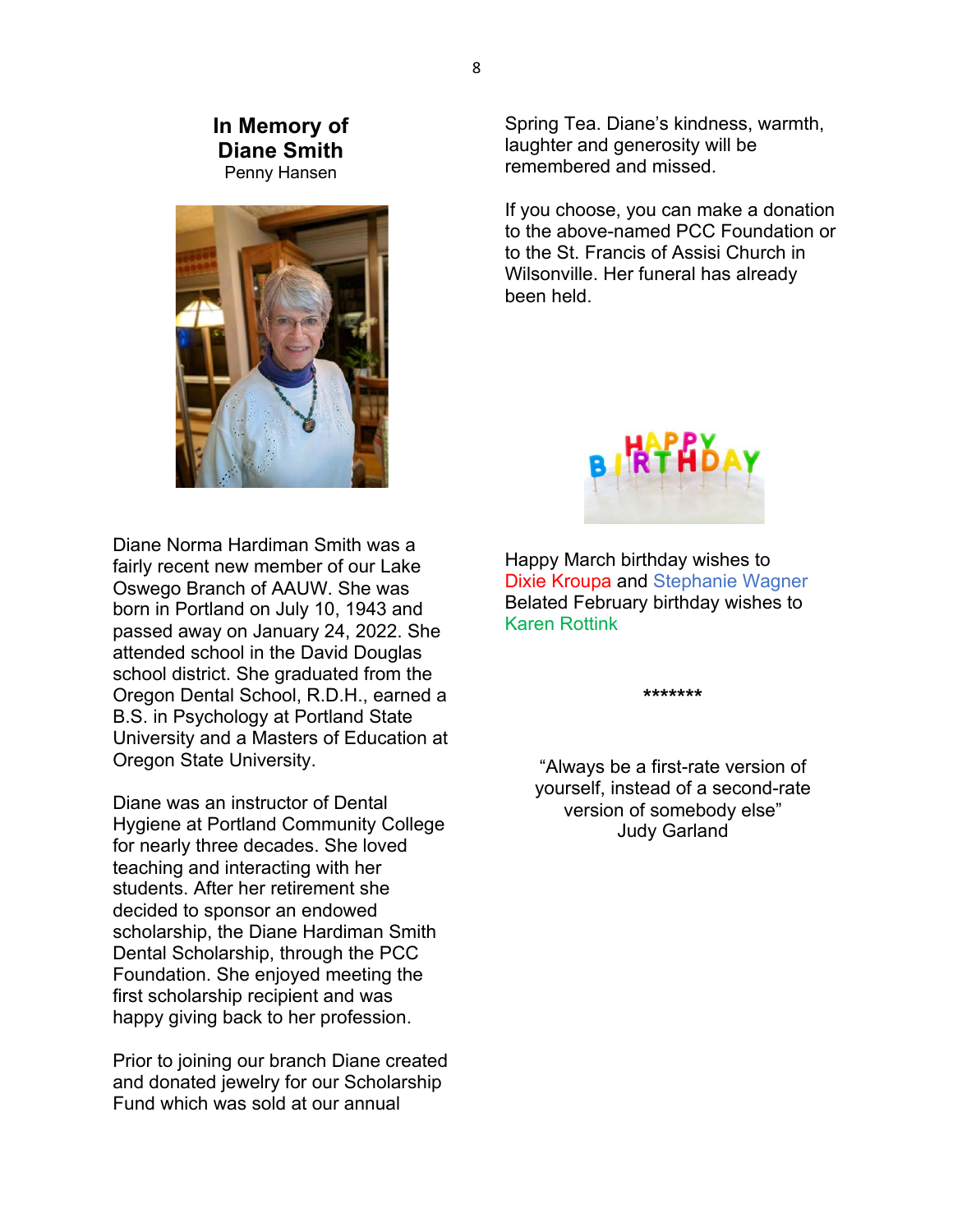## In Memory of Diane Smith

Penny Hansen

Diane Norma Hardiman Smith was a fairly recent new member of our Lake Oswego Branch of AAUW. She was born in Portland on July 10, 1943 and passed away on January 24, 2022. She attended school in the David Douglas school district. She graduated from the Oregon Dental School, R.D.H., earned a B.S. in Psychology at Portland State University and a Masters of Education at Oregon State University.

Diane was an instructor of Dental Hygiene at Portland Community College for nearly three decades. She loved teaching and interacting with her students. After her retirement she decided to sponsor an endowed scholarship, the Diane Hardiman Smith Dental Scholarship, through the PCC Foundation. She enjoyed meeting the first scholarship recipient and was happy giving back to her profession.

Prior to joining our branch Diane created and donated jewelry for our Scholarship Fund which was sold at our annual Spring Tea. Diane's kindness, warmth, laughter and generosity will be remembered and missed.

If you choose, you can make a donation to the above-named PCC Foundation or to the St. Francis of Assisi Church in Wilsonville. Her funeral has already been held.

Happy March birthday wishes to Dixie Kroupa and Stephanie Wagner
Belated February birthday wishes to Karen Rottink

*******

"Always be a first-rate version of yourself, instead of a second-rate version of somebody else"
Judy Garland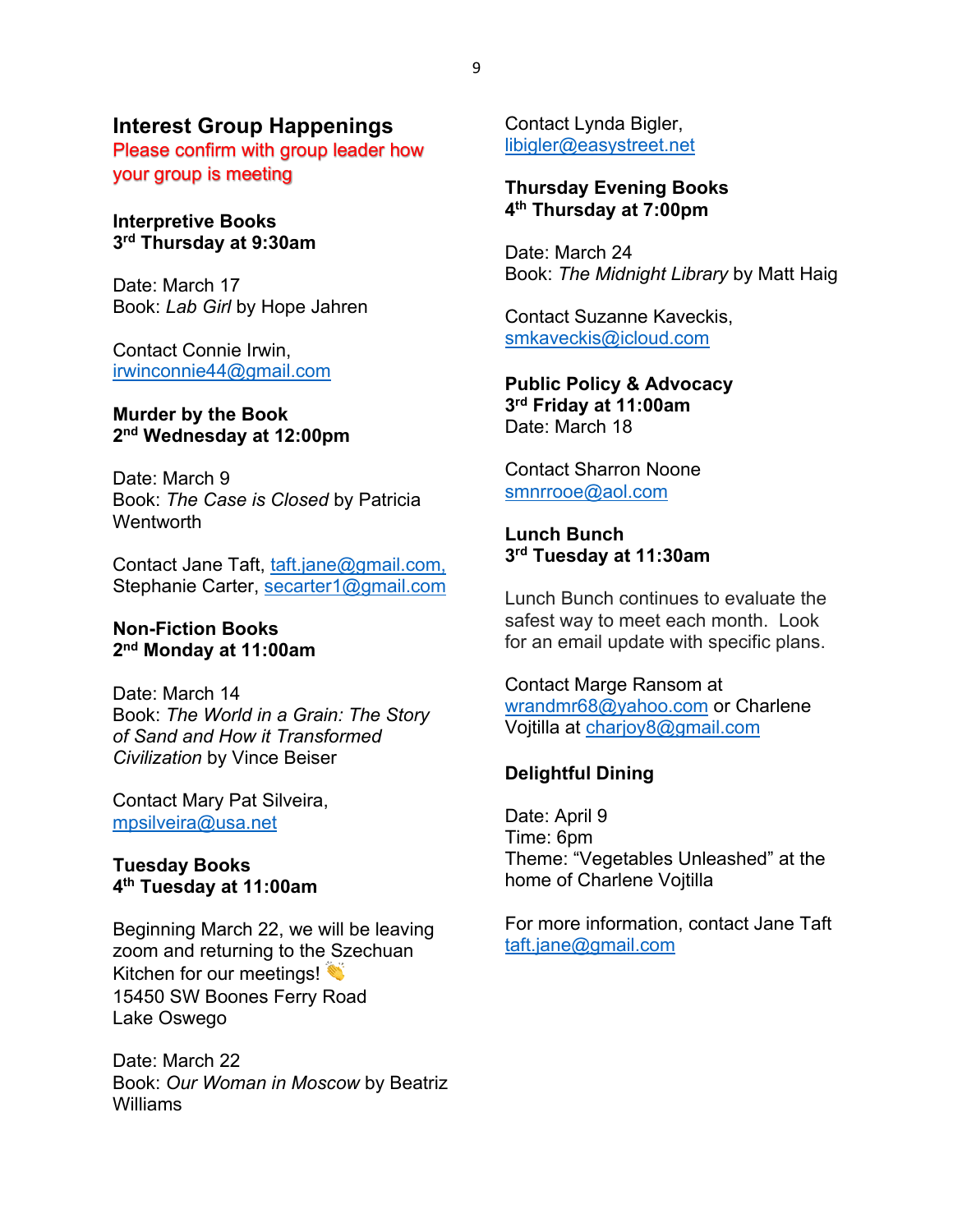## Interest Group Happenings

Please confirm with group leader how your group is meeting

**Interpretive Books**
**3rd Thursday at 9:30am**

Date: March 17
Book: *Lab Girl* by Hope Jahren

Contact Connie Irwin,
irwinconnie44@gmail.com

**Murder by the Book**
**2nd Wednesday at 12:00pm**

Date: March 9
Book: *The Case is Closed* by Patricia Wentworth

Contact Jane Taft, taft.jane@gmail.com, Stephanie Carter, secarter1@gmail.com

**Non-Fiction Books**
**2nd Monday at 11:00am**

Date: March 14
Book: *The World in a Grain: The Story of Sand and How it Transformed Civilization* by Vince Beiser

Contact Mary Pat Silveira,
mpsilveira@usa.net

**Tuesday Books**
**4th Tuesday at 11:00am**

Beginning March 22, we will be leaving zoom and returning to the Szechuan Kitchen for our meetings! 👏
15450 SW Boones Ferry Road
Lake Oswego

Date: March 22
Book: *Our Woman in Moscow* by Beatriz Williams

Contact Lynda Bigler,
libigler@easystreet.net

**Thursday Evening Books**
**4th Thursday at 7:00pm**

Date: March 24
Book: *The Midnight Library* by Matt Haig

Contact Suzanne Kaveckis,
smkaveckis@icloud.com

**Public Policy & Advocacy**
**3rd Friday at 11:00am**
Date: March 18

Contact Sharron Noone
smnrrooe@aol.com

**Lunch Bunch**
**3rd Tuesday at 11:30am**

Lunch Bunch continues to evaluate the safest way to meet each month. Look for an email update with specific plans.

Contact Marge Ransom at wrandmr68@yahoo.com or Charlene Vojtilla at charjoy8@gmail.com

**Delightful Dining**

Date: April 9
Time: 6pm
Theme: "Vegetables Unleashed" at the home of Charlene Vojtilla

For more information, contact Jane Taft
taft.jane@gmail.com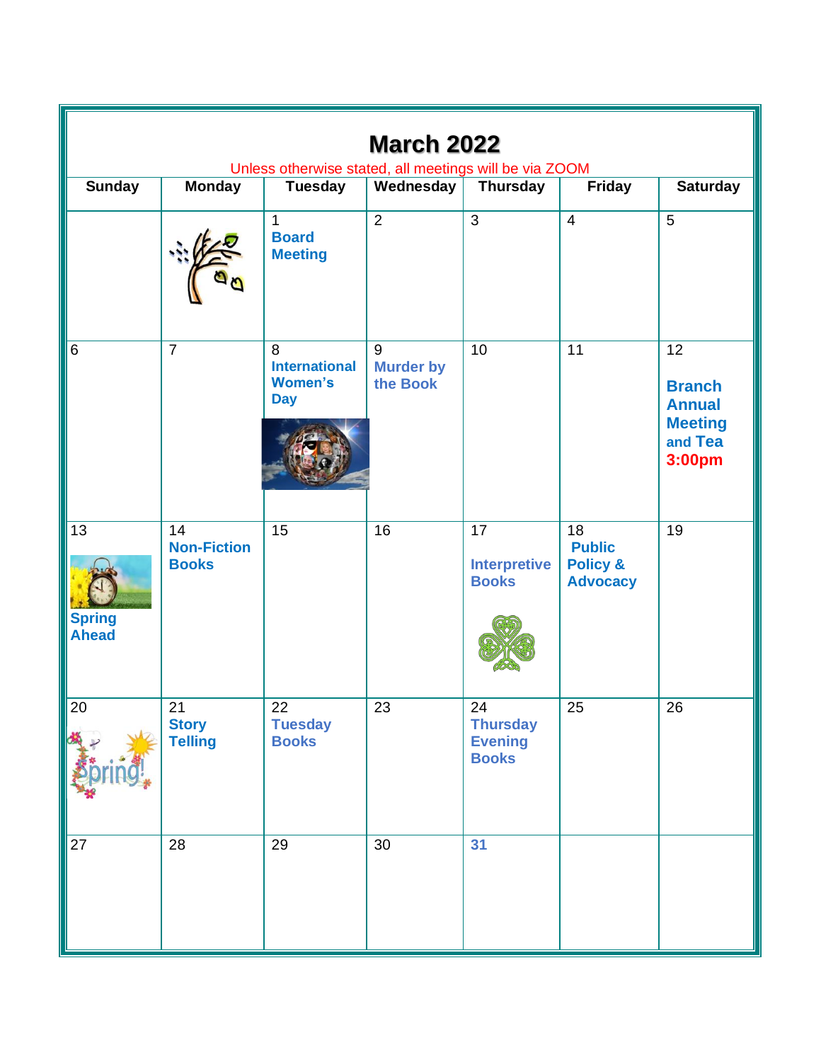# March 2022

Unless otherwise stated, all meetings will be via ZOOM

| Sunday | Monday | Tuesday | Wednesday | Thursday | Friday | Saturday |
|---|---|---|---|---|---|---|
| | | 1 **Board Meeting** | 2 | 3 | 4 | 5 |
| 6 | 7 | 8 **International Women's Day** | 9 **Murder by the Book** | 10 | 11 | 12 **Branch Annual Meeting and Tea 3:00pm** |
| 13 **Spring Ahead** | 14 **Non-Fiction Books** | 15 | 16 | 17 **Interpretive Books** | 18 **Public Policy & Advocacy** | 19 |
| 20 | 21 **Story Telling** | 22 **Tuesday Books** | 23 | 24 **Thursday Evening Books** | 25 | 26 |
| 27 | 28 | 29 | 30 | 31 | | |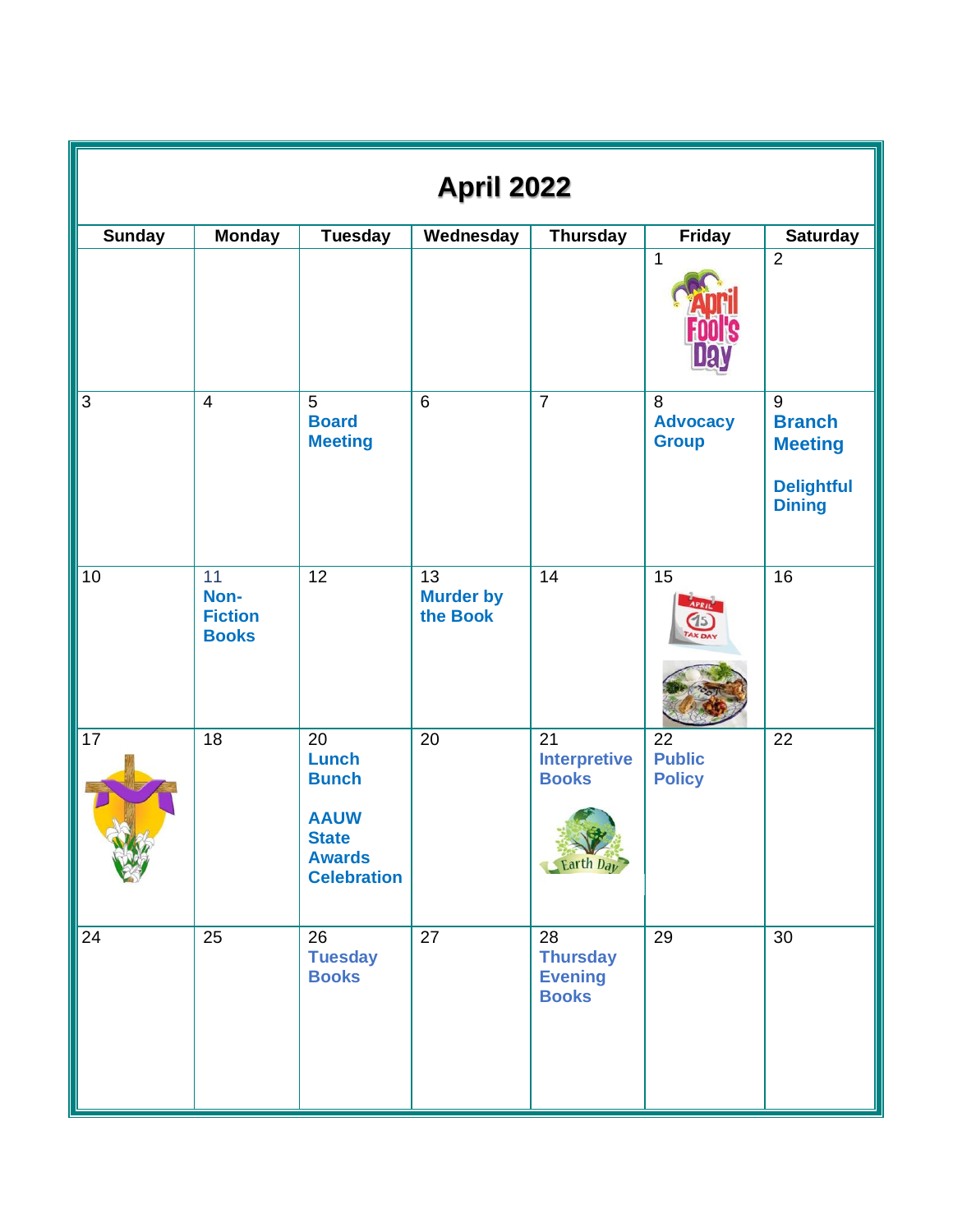# April 2022

| Sunday | Monday | Tuesday | Wednesday | Thursday | Friday | Saturday |
|---|---|---|---|---|---|---|
| | | | | | 1 | 2 |
| 3 | 4 | 5 **Board Meeting** | 6 | 7 | 8 **Advocacy Group** | 9 **Branch Meeting** **Delightful Dining** |
| 10 | 11 **Non-Fiction Books** | 12 | 13 **Murder by the Book** | 14 | 15 | 16 |
| 17 | 18 | 20 **Lunch Bunch** **AAUW State Awards Celebration** | 20 | 21 **Interpretive Books** | 22 **Public Policy** | 22 |
| 24 | 25 | 26 **Tuesday Books** | 27 | 28 **Thursday Evening Books** | 29 | 30 |